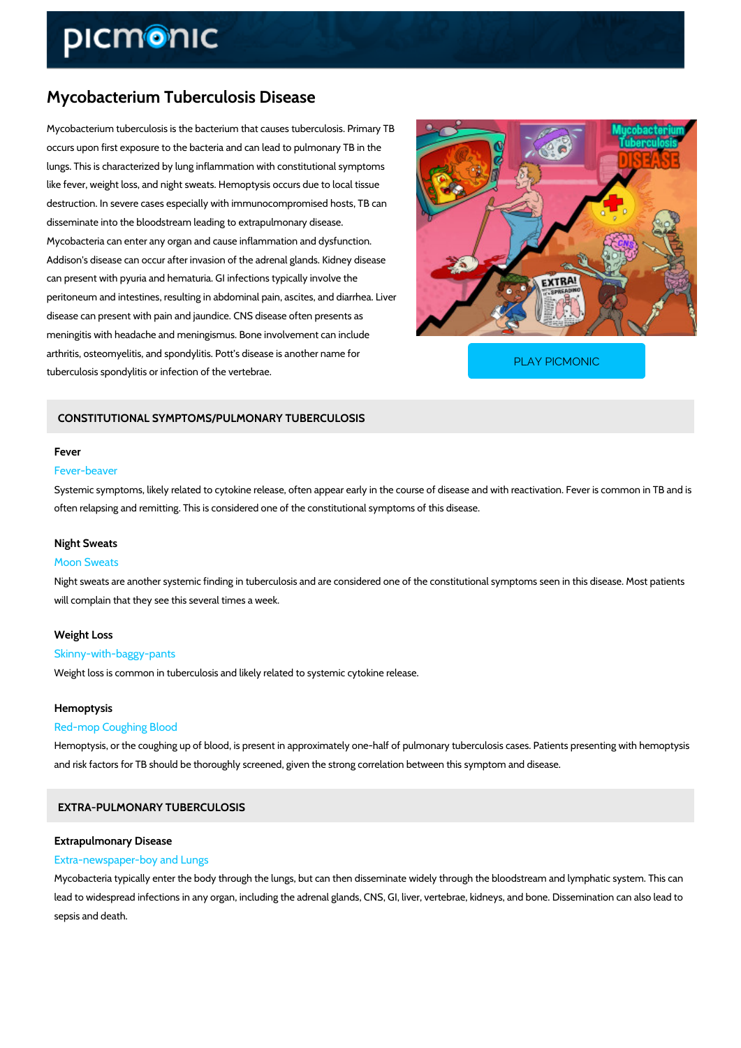# Mycobacterium Tuberculosis Disease

Mycobacterium tuberculosis is the bacterium that causes tuberculosis. Primary TB occurs upon first exposure to the bacteria and can lead to pulmonary TB in the lungs. This is characterized by lung inflammation with constitutional symptoms like fever, weight loss, and night sweats. Hemoptysis occurs due to local tissue destruction. In severe cases especially with immunocompromised hosts, TB can disseminate into the bloodstream leading to extrapulmonary disease. Mycobacteria can enter any organ and cause inflammation and dysfunction. Addison's disease can occur after invasion of the adrenal glands. Kidney disease can present with pyuria and hematuria. GI infections typically involve the peritoneum and intestines, resulting in abdominal pain, ascites, and diarrhea. Liver disease can present with pain and jaundice. CNS disease often presents as meningitis with headache and meningismus. Bone involvement can include arthritis, osteomyelitis, and spondylitis. Pott's disease is another name for tuberculosis spondylitis or infection of the vertebrae.

PLAY PICMONIC

## CONSTITUTIONAL SYMPTOMS/PULMONARY TUBERCULOSIS

### Fever

Fever-beaver

Systemic symptoms, likely related to cytokine release, often appear early in the course of disease and with reactivation. Fever is common in TB and is often relapsing and remitting. This is considered one of the constitutional symptoms of this disease.

### Night Sweats

Moon Sweats

Night sweats are another systemic finding in tuberculosis and are considered one of the constitutional symptoms seen in this disease. Most patients will complain that they see this several times a week.

### Weight Loss

Skinny-with-baggy-pants

Weight loss is common in tuberculosis and likely related to systemic cytokine release.

### Hemoptysis

Red-mop Coughing Blood

Hemoptysis, or the coughing up of blood, is present in approximately one-half of pulmonary tuberculosis cases. Patients presenting with hemoptysis and risk factors for TB should be thoroughly screened, given the strong correlation between this symptom and disease.

## EXTRA-PULMONARY TUBERCULOSIS

### Extrapulmonary Disease

Extra-newspaper-boy and Lungs

Mycobacteria typically enter the body through the lungs, but can then disseminate widely through the bloodstream and lymphatic system. This can lead to widespread infections in any organ, including the adrenal glands, CNS, GI, liver, vertebrae, kidneys, and bone. Dissemination can also lead to sepsis and death.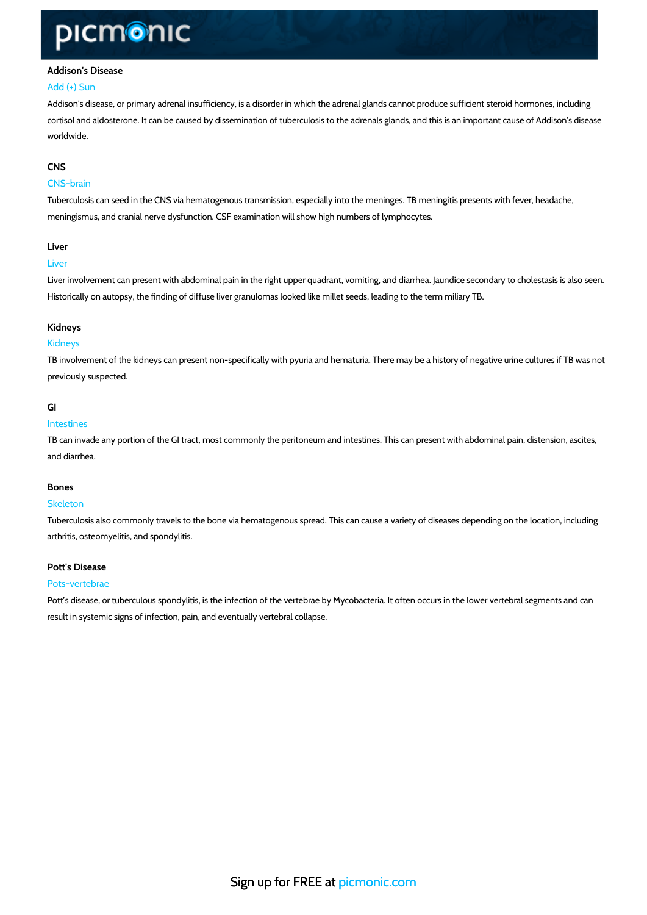### Addison's Disease

Add (+) Sun

Addison's disease, or primary adrenal insufficiency, is a disorder in which the adrenal glands cannot produce sufficient steroid hormones, including cortisol and aldosterone. It can be caused by dissemination of tuberculosis to the adrenals glands, and this is an important cause of Addison's disease worldwide.

### CNS

CNS-brain

Tuberculosis can seed in the CNS via hematogenous transmission, especially into the meninges. TB meningitis presents with fever, headache, meningismus, and cranial nerve dysfunction. CSF examination will show high numbers of lymphocytes.

### Liver

Liver

Liver involvement can present with abdominal pain in the right upper quadrant, vomiting, and diarrhea. Jaundice secondary to cholestasis is also seen. Historically on autopsy, the finding of diffuse liver granulomas looked like millet seeds, leading to the term miliary TB.

### Kidneys

Kidneys

TB involvement of the kidneys can present non-specifically with pyuria and hematuria. There may be a history of negative urine cultures if TB was not previously suspected.

### GI

Intestines

TB can invade any portion of the GI tract, most commonly the peritoneum and intestines. This can present with abdominal pain, distension, ascites, and diarrhea.

### Bones

Skeleton

Tuberculosis also commonly travels to the bone via hematogenous spread. This can cause a variety of diseases depending on the location, including arthritis, osteomyelitis, and spondylitis.

### Pott's Disease

Pots-vertebrae

Pott's disease, or tuberculous spondylitis, is the infection of the vertebrae by Mycobacteria. It often occurs in the lower vertebral segments and can result in systemic signs of infection, pain, and eventually vertebral collapse.